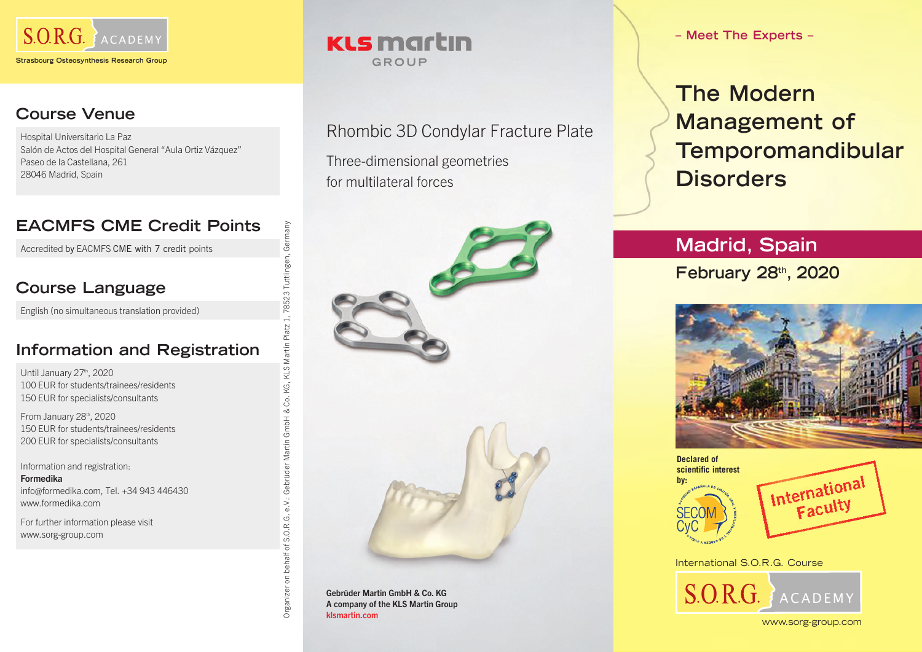S.O.R.G. ACADEMY

Strasbourg Osteosynthesis Research Group

## Course Venue

Hospital Universitario La Paz
Salón de Actos del Hospital General "Aula Ortiz Vázquez"
Paseo de la Castellana, 261
28046 Madrid, Spain

## EACMFS CME Credit Points

Accredited by EACMFS CME with 7 credit points

## Course Language

English (no simultaneous translation provided)

## Information and Registration

Until January 27th, 2020
100 EUR for students/trainees/residents
150 EUR for specialists/consultants

From January 28th, 2020
150 EUR for students/trainees/residents
200 EUR for specialists/consultants

Information and registration:
**Formedika**
info@formedika.com, Tel. +34 943 446430
www.formedika.com

For further information please visit
www.sorg-group.com

Organizer on behalf of S.O.R.G. e.V.: Gebrüder Martin GmbH & Co. KG, KLS Martin Platz 1, 78523 Tuttlingen, Germany

KLS martin GROUP

Rhombic 3D Condylar Fracture Plate

Three-dimensional geometries
for multilateral forces

**Gebrüder Martin GmbH & Co. KG**
**A company of the KLS Martin Group**
**klsmartin.com**

– Meet The Experts –

# The Modern Management of Temporomandibular Disorders

## Madrid, Spain

### February 28th, 2020

**Declared of scientific interest by:**

SECOM CyC

International Faculty

International S.O.R.G. Course

S.O.R.G. ACADEMY

www.sorg-group.com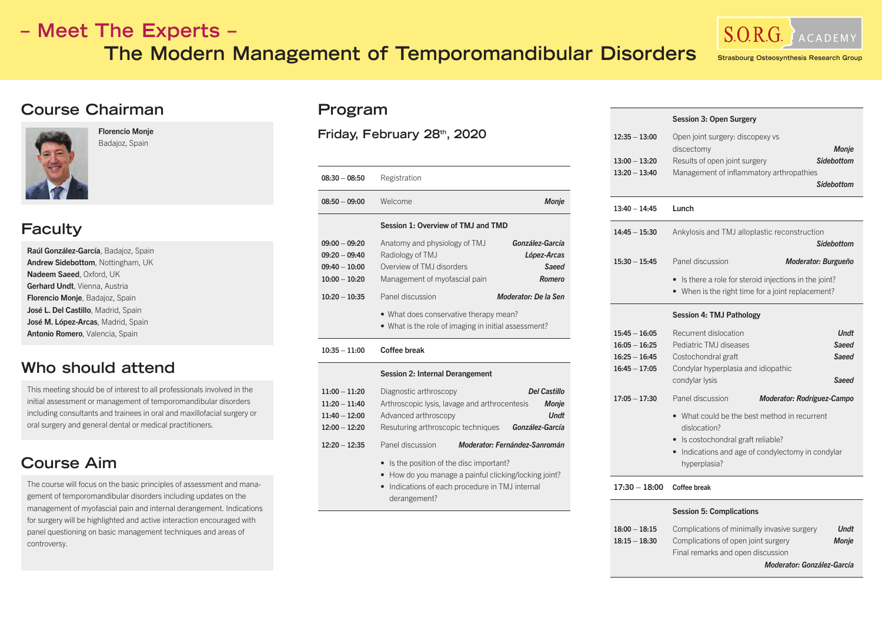# – Meet The Experts –

# The Modern Management of Temporomandibular Disorders

S.O.R.G. ACADEMY
Strasbourg Osteosynthesis Research Group

## Course Chairman

**Florencio Monje**
Badajoz, Spain

## Faculty

**Raúl González-García**, Badajoz, Spain
**Andrew Sidebottom**, Nottingham, UK
**Nadeem Saeed**, Oxford, UK
**Gerhard Undt**, Vienna, Austria
**Florencio Monje**, Badajoz, Spain
**José L. Del Castillo**, Madrid, Spain
**José M. López-Arcas**, Madrid, Spain
**Antonio Romero**, Valencia, Spain

## Who should attend

This meeting should be of interest to all professionals involved in the initial assessment or management of temporomandibular disorders including consultants and trainees in oral and maxillofacial surgery or oral surgery and general dental or medical practitioners.

## Course Aim

The course will focus on the basic principles of assessment and management of temporomandibular disorders including updates on the management of myofascial pain and internal derangement. Indications for surgery will be highlighted and active interaction encouraged with panel questioning on basic management techniques and areas of controversy.

## Program

### Friday, February 28th, 2020

| | | |
|---|---|---|
| **08:30 – 08:50** | Registration | |
| **08:50 – 09:00** | Welcome | ***Monje*** |
| | **Session 1: Overview of TMJ and TMD** | |
| **09:00 – 09:20** | Anatomy and physiology of TMJ | ***González-García*** |
| **09:20 – 09:40** | Radiology of TMJ | ***López-Arcas*** |
| **09:40 – 10:00** | Overview of TMJ disorders | ***Saeed*** |
| **10:00 – 10:20** | Management of myofascial pain | ***Romero*** |
| **10:20 – 10:35** | Panel discussion | ***Moderator: De la Sen*** |
| | • What does conservative therapy mean?<br>• What is the role of imaging in initial assessment? | |
| **10:35 – 11:00** | **Coffee break** | |
| | **Session 2: Internal Derangement** | |
| **11:00 – 11:20** | Diagnostic arthroscopy | ***Del Castillo*** |
| **11:20 – 11:40** | Arthroscopic lysis, lavage and arthrocentesis | ***Monje*** |
| **11:40 – 12:00** | Advanced arthroscopy | ***Undt*** |
| **12:00 – 12:20** | Resurfing arthroscopic techniques | ***González-García*** |
| **12:20 – 12:35** | Panel discussion | ***Moderator: Fernández-Sanromán*** |
| | • Is the position of the disc important?<br>• How do you manage a painful clicking/locking joint?<br>• Indications of each procedure in TMJ internal derangement? | |
| | **Session 3: Open Surgery** | |
| **12:35 – 13:00** | Open joint surgery: discopexy vs discectomy | ***Monje*** |
| **13:00 – 13:20** | Results of open joint surgery | ***Sidebottom*** |
| **13:20 – 13:40** | Management of inflammatory arthropathies | ***Sidebottom*** |
| **13:40 – 14:45** | **Lunch** | |
| **14:45 – 15:30** | Ankylosis and TMJ alloplastic reconstruction | ***Sidebottom*** |
| **15:30 – 15:45** | Panel discussion | ***Moderator: Burgueño*** |
| | • Is there a role for steroid injections in the joint?<br>• When is the right time for a joint replacement? | |
| | **Session 4: TMJ Pathology** | |
| **15:45 – 16:05** | Recurrent dislocation | ***Undt*** |
| **16:05 – 16:25** | Pediatric TMJ diseases | ***Saeed*** |
| **16:25 – 16:45** | Costochondral graft | ***Saeed*** |
| **16:45 – 17:05** | Condylar hyperplasia and idiopathic condylar lysis | ***Saeed*** |
| **17:05 – 17:30** | Panel discussion | ***Moderator: Rodríguez-Campo*** |
| | • What could be the best method in recurrent dislocation?<br>• Is costochondral graft reliable?<br>• Indications and age of condylectomy in condylar hyperplasia? | |
| **17:30 – 18:00** | **Coffee break** | |
| | **Session 5: Complications** | |
| **18:00 – 18:15** | Complications of minimally invasive surgery | ***Undt*** |
| **18:15 – 18:30** | Complications of open joint surgery | ***Monje*** |
| | Final remarks and open discussion | ***Moderator: González-García*** |